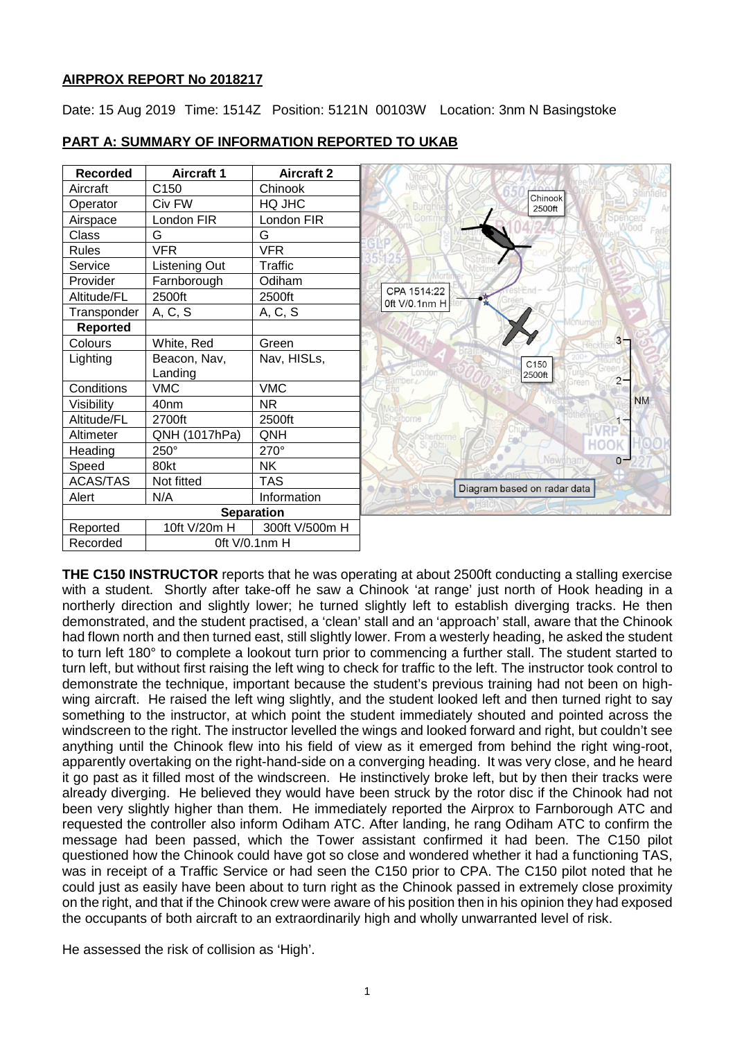# AIRPROX REPORT No 2018217

Date: 15 Aug 2019 Time: 1514Z Position: 5121N 00103W Location: 3nm N Basingstoke

## PART A: SUMMARY OF INFORMATION REPORTED TO UKAB

| Recorded | Aircraft 1 | Aircraft 2 |
|---|---|---|
| Aircraft | C150 | Chinook |
| Operator | Civ FW | HQ JHC |
| Airspace | London FIR | London FIR |
| Class | G | G |
| Rules | VFR | VFR |
| Service | Listening Out | Traffic |
| Provider | Farnborough | Odiham |
| Altitude/FL | 2500ft | 2500ft |
| Transponder | A, C, S | A, C, S |
| **Reported** | | |
| Colours | White, Red | Green |
| Lighting | Beacon, Nav, Landing | Nav, HISLs, |
| Conditions | VMC | VMC |
| Visibility | 40nm | NR |
| Altitude/FL | 2700ft | 2500ft |
| Altimeter | QNH (1017hPa) | QNH |
| Heading | 250° | 270° |
| Speed | 80kt | NK |
| ACAS/TAS | Not fitted | TAS |
| Alert | N/A | Information |
| **Separation** | | |
| Reported | 10ft V/20m H | 300ft V/500m H |
| Recorded | 0ft V/0.1nm H | |

Diagram based on radar data

**THE C150 INSTRUCTOR** reports that he was operating at about 2500ft conducting a stalling exercise with a student. Shortly after take-off he saw a Chinook 'at range' just north of Hook heading in a northerly direction and slightly lower; he turned slightly left to establish diverging tracks. He then demonstrated, and the student practised, a 'clean' stall and an 'approach' stall, aware that the Chinook had flown north and then turned east, still slightly lower. From a westerly heading, he asked the student to turn left 180° to complete a lookout turn prior to commencing a further stall. The student started to turn left, but without first raising the left wing to check for traffic to the left. The instructor took control to demonstrate the technique, important because the student's previous training had not been on high-wing aircraft. He raised the left wing slightly, and the student looked left and then turned right to say something to the instructor, at which point the student immediately shouted and pointed across the windscreen to the right. The instructor levelled the wings and looked forward and right, but couldn't see anything until the Chinook flew into his field of view as it emerged from behind the right wing-root, apparently overtaking on the right-hand-side on a converging heading. It was very close, and he heard it go past as it filled most of the windscreen. He instinctively broke left, but by then their tracks were already diverging. He believed they would have been struck by the rotor disc if the Chinook had not been very slightly higher than them. He immediately reported the Airprox to Farnborough ATC and requested the controller also inform Odiham ATC. After landing, he rang Odiham ATC to confirm the message had been passed, which the Tower assistant confirmed it had been. The C150 pilot questioned how the Chinook could have got so close and wondered whether it had a functioning TAS, was in receipt of a Traffic Service or had seen the C150 prior to CPA. The C150 pilot noted that he could just as easily have been about to turn right as the Chinook passed in extremely close proximity on the right, and that if the Chinook crew were aware of his position then in his opinion they had exposed the occupants of both aircraft to an extraordinarily high and wholly unwarranted level of risk.

He assessed the risk of collision as 'High'.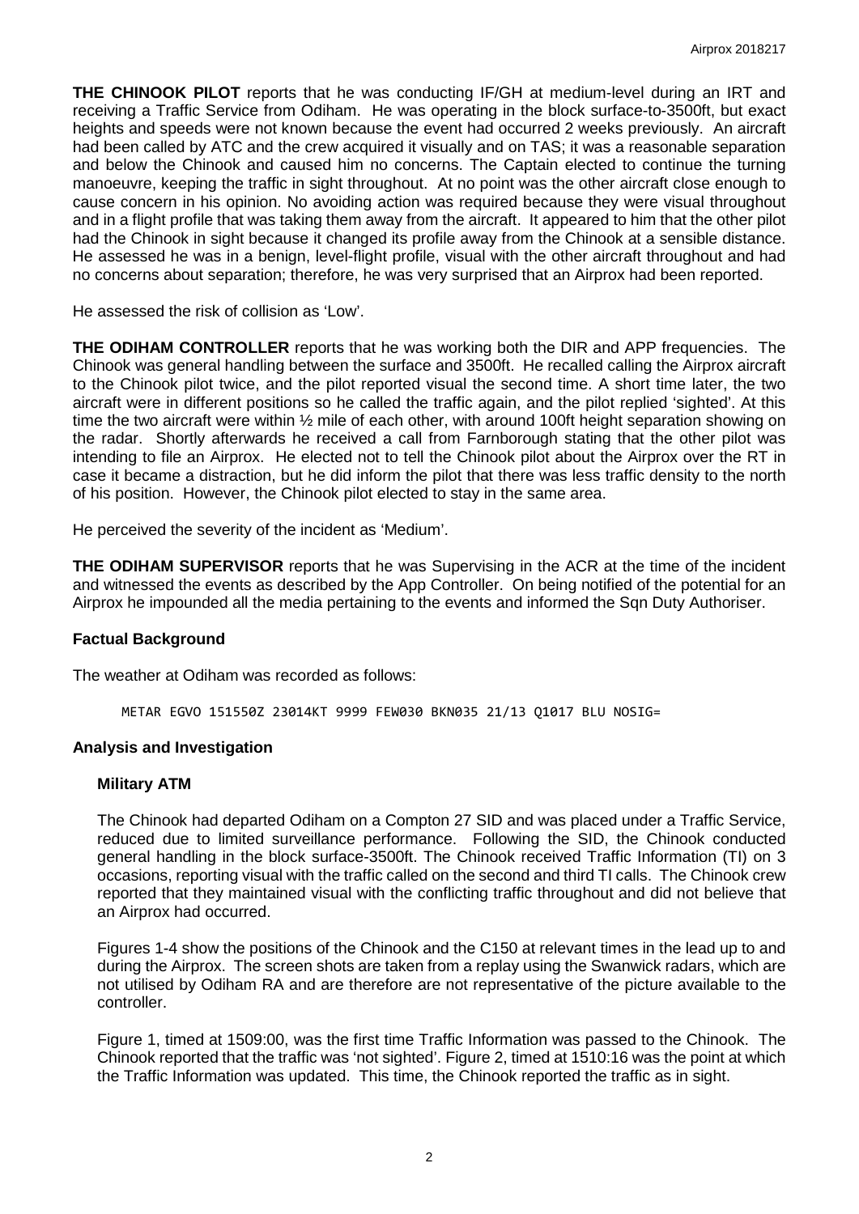**THE CHINOOK PILOT** reports that he was conducting IF/GH at medium-level during an IRT and receiving a Traffic Service from Odiham. He was operating in the block surface-to-3500ft, but exact heights and speeds were not known because the event had occurred 2 weeks previously. An aircraft had been called by ATC and the crew acquired it visually and on TAS; it was a reasonable separation and below the Chinook and caused him no concerns. The Captain elected to continue the turning manoeuvre, keeping the traffic in sight throughout. At no point was the other aircraft close enough to cause concern in his opinion. No avoiding action was required because they were visual throughout and in a flight profile that was taking them away from the aircraft. It appeared to him that the other pilot had the Chinook in sight because it changed its profile away from the Chinook at a sensible distance. He assessed he was in a benign, level-flight profile, visual with the other aircraft throughout and had no concerns about separation; therefore, he was very surprised that an Airprox had been reported.

He assessed the risk of collision as 'Low'.

**THE ODIHAM CONTROLLER** reports that he was working both the DIR and APP frequencies. The Chinook was general handling between the surface and 3500ft. He recalled calling the Airprox aircraft to the Chinook pilot twice, and the pilot reported visual the second time. A short time later, the two aircraft were in different positions so he called the traffic again, and the pilot replied 'sighted'. At this time the two aircraft were within ½ mile of each other, with around 100ft height separation showing on the radar. Shortly afterwards he received a call from Farnborough stating that the other pilot was intending to file an Airprox. He elected not to tell the Chinook pilot about the Airprox over the RT in case it became a distraction, but he did inform the pilot that there was less traffic density to the north of his position. However, the Chinook pilot elected to stay in the same area.

He perceived the severity of the incident as 'Medium'.

**THE ODIHAM SUPERVISOR** reports that he was Supervising in the ACR at the time of the incident and witnessed the events as described by the App Controller. On being notified of the potential for an Airprox he impounded all the media pertaining to the events and informed the Sqn Duty Authoriser.

## Factual Background

The weather at Odiham was recorded as follows:

```
METAR EGVO 151550Z 23014KT 9999 FEW030 BKN035 21/13 Q1017 BLU NOSIG=
```

## Analysis and Investigation

### Military ATM

The Chinook had departed Odiham on a Compton 27 SID and was placed under a Traffic Service, reduced due to limited surveillance performance. Following the SID, the Chinook conducted general handling in the block surface-3500ft. The Chinook received Traffic Information (TI) on 3 occasions, reporting visual with the traffic called on the second and third TI calls. The Chinook crew reported that they maintained visual with the conflicting traffic throughout and did not believe that an Airprox had occurred.

Figures 1-4 show the positions of the Chinook and the C150 at relevant times in the lead up to and during the Airprox. The screen shots are taken from a replay using the Swanwick radars, which are not utilised by Odiham RA and are therefore are not representative of the picture available to the controller.

Figure 1, timed at 1509:00, was the first time Traffic Information was passed to the Chinook. The Chinook reported that the traffic was 'not sighted'. Figure 2, timed at 1510:16 was the point at which the Traffic Information was updated. This time, the Chinook reported the traffic as in sight.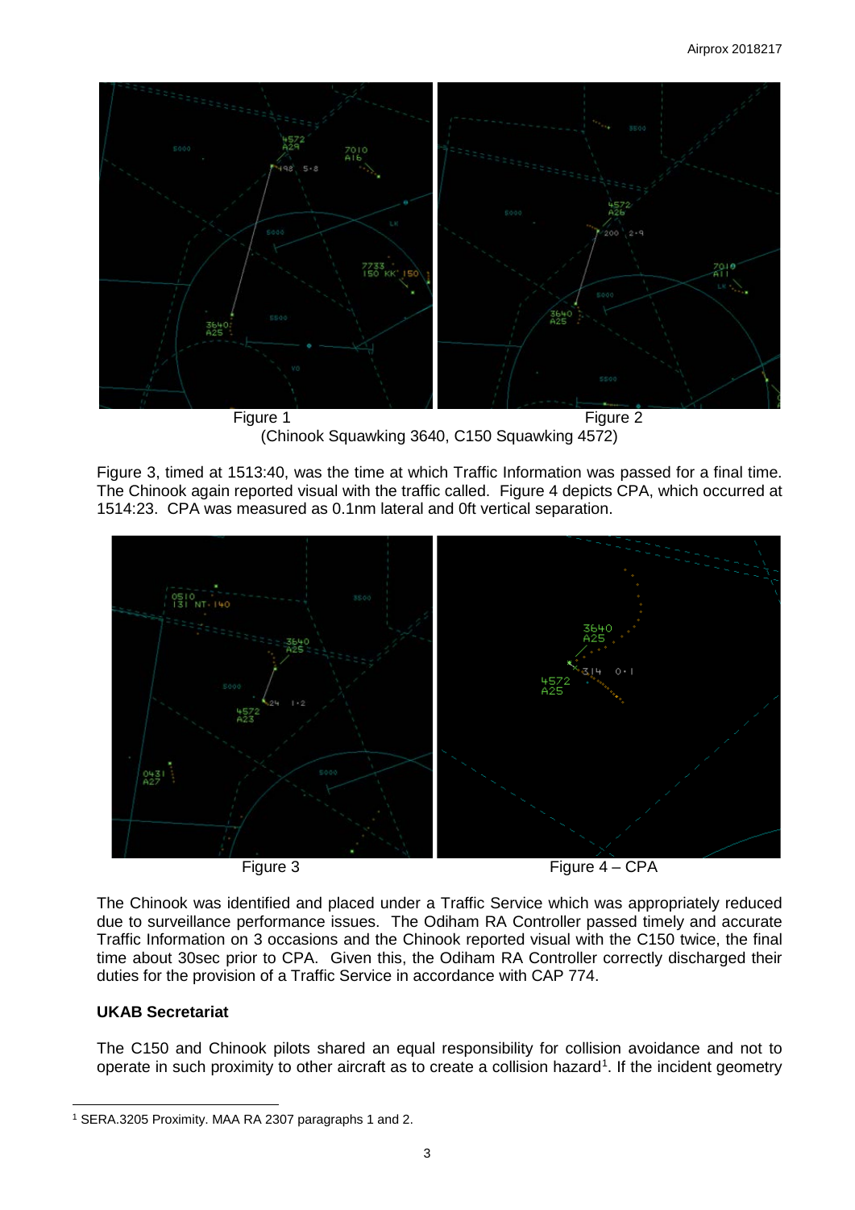Figure 1

Figure 2

(Chinook Squawking 3640, C150 Squawking 4572)

Figure 3, timed at 1513:40, was the time at which Traffic Information was passed for a final time. The Chinook again reported visual with the traffic called. Figure 4 depicts CPA, which occurred at 1514:23. CPA was measured as 0.1nm lateral and 0ft vertical separation.

Figure 3

Figure 4 – CPA

The Chinook was identified and placed under a Traffic Service which was appropriately reduced due to surveillance performance issues. The Odiham RA Controller passed timely and accurate Traffic Information on 3 occasions and the Chinook reported visual with the C150 twice, the final time about 30sec prior to CPA. Given this, the Odiham RA Controller correctly discharged their duties for the provision of a Traffic Service in accordance with CAP 774.

### UKAB Secretariat

The C150 and Chinook pilots shared an equal responsibility for collision avoidance and not to operate in such proximity to other aircraft as to create a collision hazard[1]. If the incident geometry

[1] SERA.3205 Proximity. MAA RA 2307 paragraphs 1 and 2.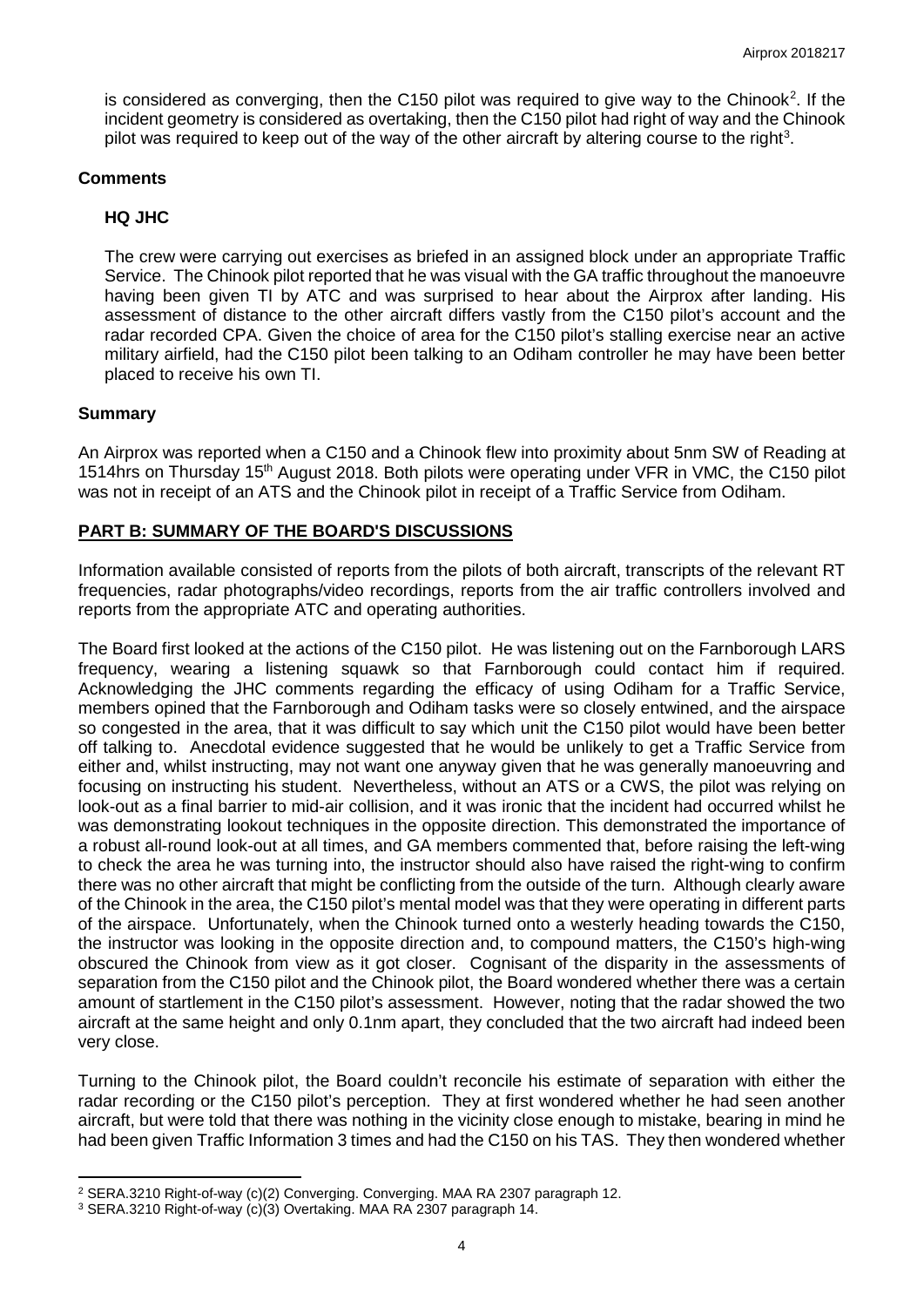is considered as converging, then the C150 pilot was required to give way to the Chinook[2]. If the incident geometry is considered as overtaking, then the C150 pilot had right of way and the Chinook pilot was required to keep out of the way of the other aircraft by altering course to the right[3].

## Comments

### HQ JHC

The crew were carrying out exercises as briefed in an assigned block under an appropriate Traffic Service. The Chinook pilot reported that he was visual with the GA traffic throughout the manoeuvre having been given TI by ATC and was surprised to hear about the Airprox after landing. His assessment of distance to the other aircraft differs vastly from the C150 pilot's account and the radar recorded CPA. Given the choice of area for the C150 pilot's stalling exercise near an active military airfield, had the C150 pilot been talking to an Odiham controller he may have been better placed to receive his own TI.

## Summary

An Airprox was reported when a C150 and a Chinook flew into proximity about 5nm SW of Reading at 1514hrs on Thursday 15th August 2018. Both pilots were operating under VFR in VMC, the C150 pilot was not in receipt of an ATS and the Chinook pilot in receipt of a Traffic Service from Odiham.

## PART B: SUMMARY OF THE BOARD'S DISCUSSIONS

Information available consisted of reports from the pilots of both aircraft, transcripts of the relevant RT frequencies, radar photographs/video recordings, reports from the air traffic controllers involved and reports from the appropriate ATC and operating authorities.

The Board first looked at the actions of the C150 pilot. He was listening out on the Farnborough LARS frequency, wearing a listening squawk so that Farnborough could contact him if required. Acknowledging the JHC comments regarding the efficacy of using Odiham for a Traffic Service, members opined that the Farnborough and Odiham tasks were so closely entwined, and the airspace so congested in the area, that it was difficult to say which unit the C150 pilot would have been better off talking to. Anecdotal evidence suggested that he would be unlikely to get a Traffic Service from either and, whilst instructing, may not want one anyway given that he was generally manoeuvring and focusing on instructing his student. Nevertheless, without an ATS or a CWS, the pilot was relying on look-out as a final barrier to mid-air collision, and it was ironic that the incident had occurred whilst he was demonstrating lookout techniques in the opposite direction. This demonstrated the importance of a robust all-round look-out at all times, and GA members commented that, before raising the left-wing to check the area he was turning into, the instructor should also have raised the right-wing to confirm there was no other aircraft that might be conflicting from the outside of the turn. Although clearly aware of the Chinook in the area, the C150 pilot's mental model was that they were operating in different parts of the airspace. Unfortunately, when the Chinook turned onto a westerly heading towards the C150, the instructor was looking in the opposite direction and, to compound matters, the C150's high-wing obscured the Chinook from view as it got closer. Cognisant of the disparity in the assessments of separation from the C150 pilot and the Chinook pilot, the Board wondered whether there was a certain amount of startlement in the C150 pilot's assessment. However, noting that the radar showed the two aircraft at the same height and only 0.1nm apart, they concluded that the two aircraft had indeed been very close.

Turning to the Chinook pilot, the Board couldn't reconcile his estimate of separation with either the radar recording or the C150 pilot's perception. They at first wondered whether he had seen another aircraft, but were told that there was nothing in the vicinity close enough to mistake, bearing in mind he had been given Traffic Information 3 times and had the C150 on his TAS. They then wondered whether

---

[2] SERA.3210 Right-of-way (c)(2) Converging. Converging. MAA RA 2307 paragraph 12.

[3] SERA.3210 Right-of-way (c)(3) Overtaking. MAA RA 2307 paragraph 14.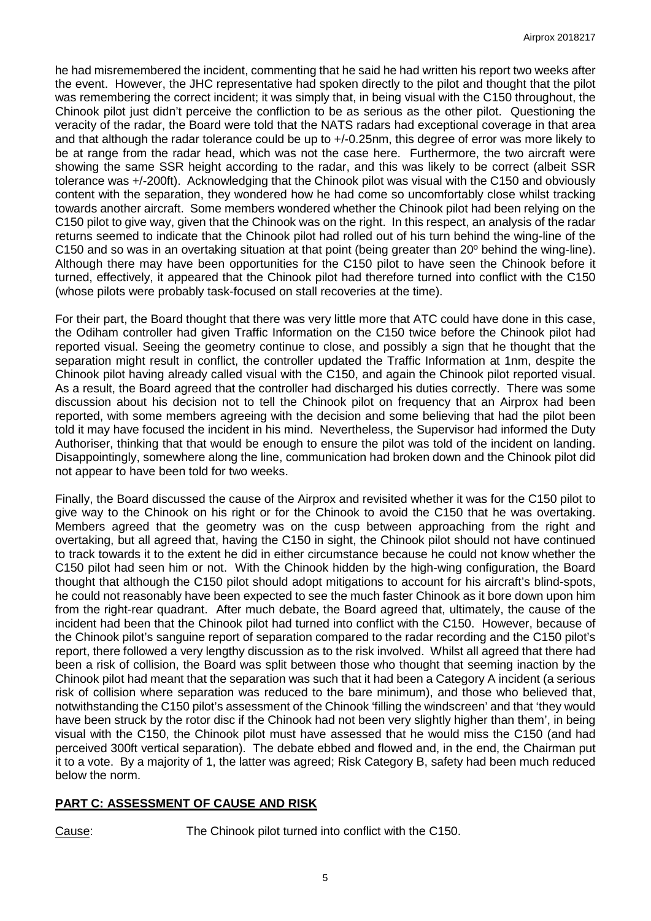he had misremembered the incident, commenting that he said he had written his report two weeks after the event. However, the JHC representative had spoken directly to the pilot and thought that the pilot was remembering the correct incident; it was simply that, in being visual with the C150 throughout, the Chinook pilot just didn't perceive the confliction to be as serious as the other pilot. Questioning the veracity of the radar, the Board were told that the NATS radars had exceptional coverage in that area and that although the radar tolerance could be up to +/-0.25nm, this degree of error was more likely to be at range from the radar head, which was not the case here. Furthermore, the two aircraft were showing the same SSR height according to the radar, and this was likely to be correct (albeit SSR tolerance was +/-200ft). Acknowledging that the Chinook pilot was visual with the C150 and obviously content with the separation, they wondered how he had come so uncomfortably close whilst tracking towards another aircraft. Some members wondered whether the Chinook pilot had been relying on the C150 pilot to give way, given that the Chinook was on the right. In this respect, an analysis of the radar returns seemed to indicate that the Chinook pilot had rolled out of his turn behind the wing-line of the C150 and so was in an overtaking situation at that point (being greater than 20º behind the wing-line). Although there may have been opportunities for the C150 pilot to have seen the Chinook before it turned, effectively, it appeared that the Chinook pilot had therefore turned into conflict with the C150 (whose pilots were probably task-focused on stall recoveries at the time).

For their part, the Board thought that there was very little more that ATC could have done in this case, the Odiham controller had given Traffic Information on the C150 twice before the Chinook pilot had reported visual. Seeing the geometry continue to close, and possibly a sign that he thought that the separation might result in conflict, the controller updated the Traffic Information at 1nm, despite the Chinook pilot having already called visual with the C150, and again the Chinook pilot reported visual. As a result, the Board agreed that the controller had discharged his duties correctly. There was some discussion about his decision not to tell the Chinook pilot on frequency that an Airprox had been reported, with some members agreeing with the decision and some believing that had the pilot been told it may have focused the incident in his mind. Nevertheless, the Supervisor had informed the Duty Authoriser, thinking that that would be enough to ensure the pilot was told of the incident on landing. Disappointingly, somewhere along the line, communication had broken down and the Chinook pilot did not appear to have been told for two weeks.

Finally, the Board discussed the cause of the Airprox and revisited whether it was for the C150 pilot to give way to the Chinook on his right or for the Chinook to avoid the C150 that he was overtaking. Members agreed that the geometry was on the cusp between approaching from the right and overtaking, but all agreed that, having the C150 in sight, the Chinook pilot should not have continued to track towards it to the extent he did in either circumstance because he could not know whether the C150 pilot had seen him or not. With the Chinook hidden by the high-wing configuration, the Board thought that although the C150 pilot should adopt mitigations to account for his aircraft's blind-spots, he could not reasonably have been expected to see the much faster Chinook as it bore down upon him from the right-rear quadrant. After much debate, the Board agreed that, ultimately, the cause of the incident had been that the Chinook pilot had turned into conflict with the C150. However, because of the Chinook pilot's sanguine report of separation compared to the radar recording and the C150 pilot's report, there followed a very lengthy discussion as to the risk involved. Whilst all agreed that there had been a risk of collision, the Board was split between those who thought that seeming inaction by the Chinook pilot had meant that the separation was such that it had been a Category A incident (a serious risk of collision where separation was reduced to the bare minimum), and those who believed that, notwithstanding the C150 pilot's assessment of the Chinook 'filling the windscreen' and that 'they would have been struck by the rotor disc if the Chinook had not been very slightly higher than them', in being visual with the C150, the Chinook pilot must have assessed that he would miss the C150 (and had perceived 300ft vertical separation). The debate ebbed and flowed and, in the end, the Chairman put it to a vote. By a majority of 1, the latter was agreed; Risk Category B, safety had been much reduced below the norm.

## PART C: ASSESSMENT OF CAUSE AND RISK

Cause: The Chinook pilot turned into conflict with the C150.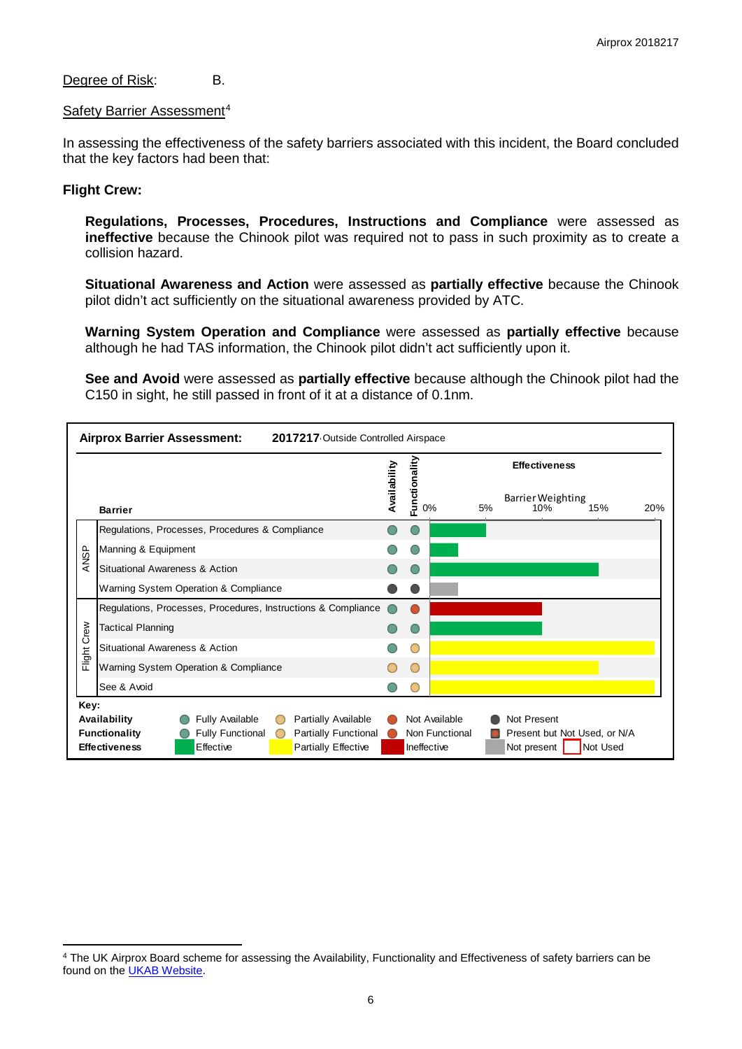Degree of Risk: B.

Safety Barrier Assessment[4]

In assessing the effectiveness of the safety barriers associated with this incident, the Board concluded that the key factors had been that:

**Flight Crew:**

**Regulations, Processes, Procedures, Instructions and Compliance** were assessed as **ineffective** because the Chinook pilot was required not to pass in such proximity as to create a collision hazard.

**Situational Awareness and Action** were assessed as **partially effective** because the Chinook pilot didn't act sufficiently on the situational awareness provided by ATC.

**Warning System Operation and Compliance** were assessed as **partially effective** because although he had TAS information, the Chinook pilot didn't act sufficiently upon it.

**See and Avoid** were assessed as **partially effective** because although the Chinook pilot had the C150 in sight, he still passed in front of it at a distance of 0.1nm.

**Airprox Barrier Assessment:** **2017217** Outside Controlled Airspace

Barrier
Availability
Functionality
Effectiveness
Barrier Weighting
0% 5% 10% 15% 20%

ANSP
Regulations, Processes, Procedures & Compliance
Manning & Equipment
Situational Awareness & Action
Warning System Operation & Compliance

Flight Crew
Regulations, Processes, Procedures, Instructions & Compliance
Tactical Planning
Situational Awareness & Action
Warning System Operation & Compliance
See & Avoid

Key:
Availability: Fully Available, Partially Available, Not Available, Not Present
Functionality: Fully Functional, Partially Functional, Non Functional, Present but Not Used, or N/A
Effectiveness: Effective, Partially Effective, Ineffective, Not present, Not Used

[4] The UK Airprox Board scheme for assessing the Availability, Functionality and Effectiveness of safety barriers can be found on the UKAB Website.